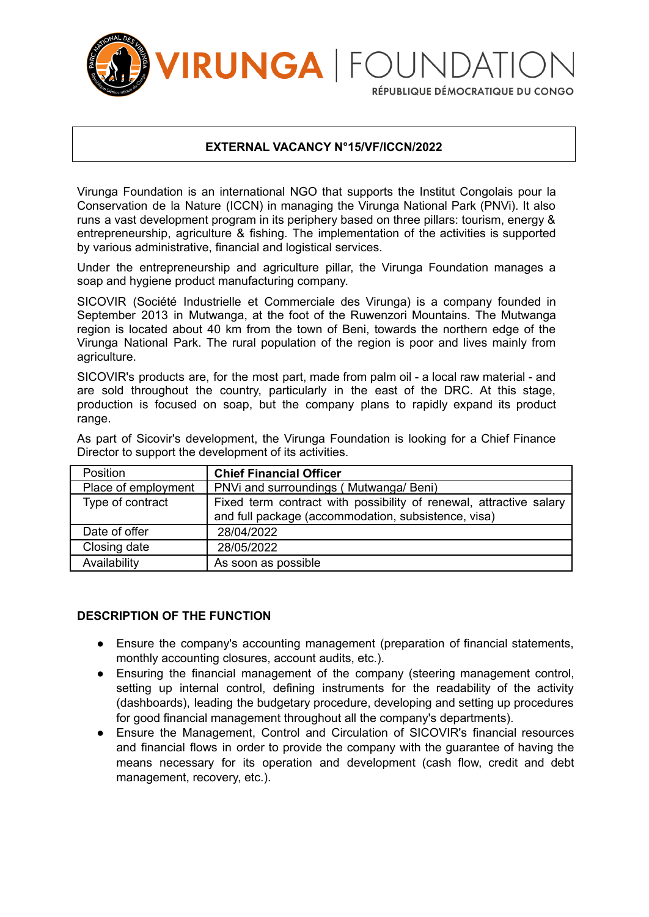VIRUNGA | FOUNDATION

RÉPUBLIQUE DÉMOCRATIQUE DU CONGO

**EXTERNAL VACANCY N°15/VF/ICCN/2022**

Virunga Foundation is an international NGO that supports the Institut Congolais pour la Conservation de la Nature (ICCN) in managing the Virunga National Park (PNVi). It also runs a vast development program in its periphery based on three pillars: tourism, energy & entrepreneurship, agriculture & fishing. The implementation of the activities is supported by various administrative, financial and logistical services.

Under the entrepreneurship and agriculture pillar, the Virunga Foundation manages a soap and hygiene product manufacturing company.

SICOVIR (Société Industrielle et Commerciale des Virunga) is a company founded in September 2013 in Mutwanga, at the foot of the Ruwenzori Mountains. The Mutwanga region is located about 40 km from the town of Beni, towards the northern edge of the Virunga National Park. The rural population of the region is poor and lives mainly from agriculture.

SICOVIR's products are, for the most part, made from palm oil - a local raw material - and are sold throughout the country, particularly in the east of the DRC. At this stage, production is focused on soap, but the company plans to rapidly expand its product range.

As part of Sicovir's development, the Virunga Foundation is looking for a Chief Finance Director to support the development of its activities.

| Position | **Chief Financial Officer** |
|---|---|
| Place of employment | PNVi and surroundings ( Mutwanga/ Beni) |
| Type of contract | Fixed term contract with possibility of renewal, attractive salary and full package (accommodation, subsistence, visa) |
| Date of offer | 28/04/2022 |
| Closing date | 28/05/2022 |
| Availability | As soon as possible |

## DESCRIPTION OF THE FUNCTION

- Ensure the company's accounting management (preparation of financial statements, monthly accounting closures, account audits, etc.).
- Ensuring the financial management of the company (steering management control, setting up internal control, defining instruments for the readability of the activity (dashboards), leading the budgetary procedure, developing and setting up procedures for good financial management throughout all the company's departments).
- Ensure the Management, Control and Circulation of SICOVIR's financial resources and financial flows in order to provide the company with the guarantee of having the means necessary for its operation and development (cash flow, credit and debt management, recovery, etc.).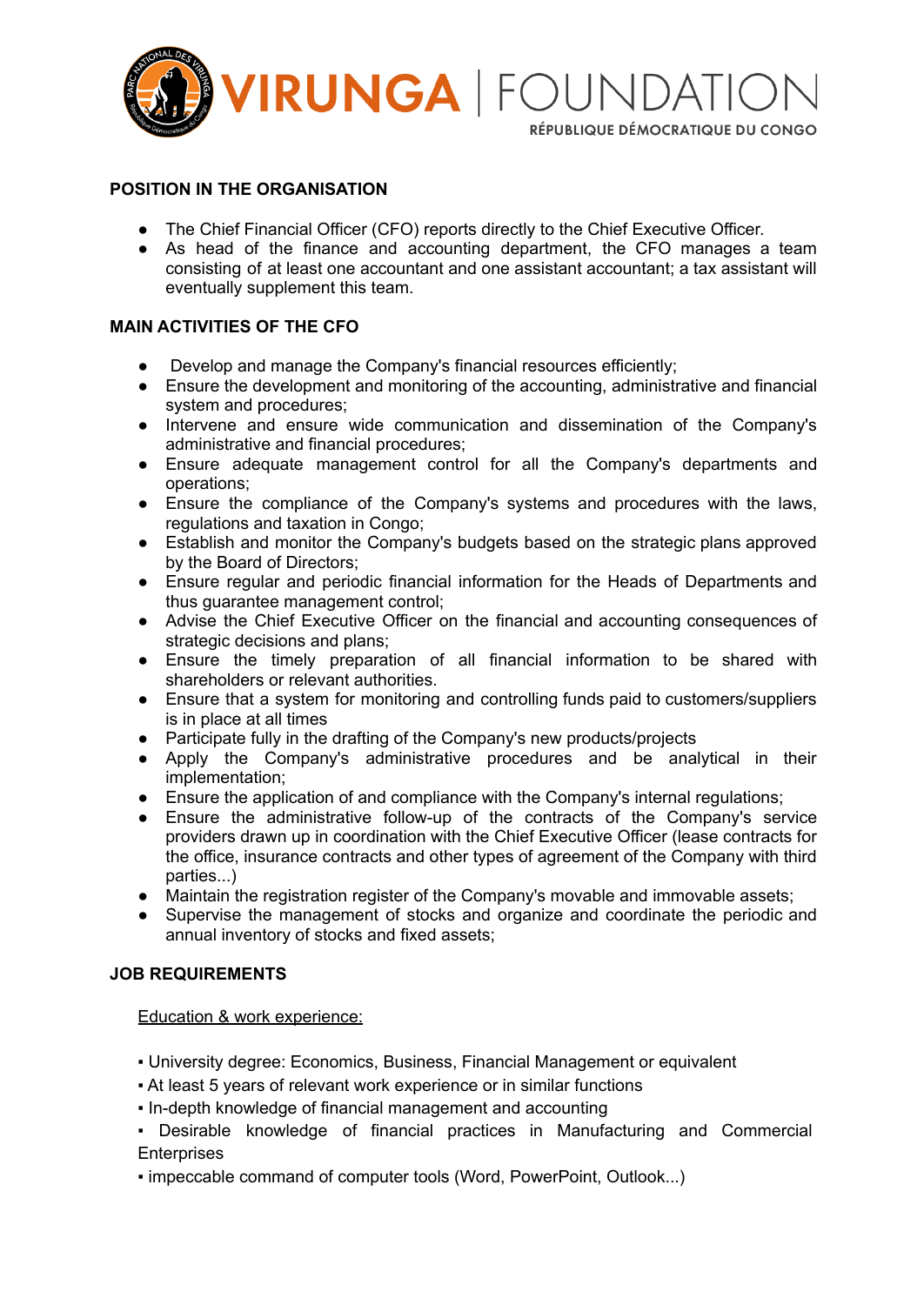## POSITION IN THE ORGANISATION

- The Chief Financial Officer (CFO) reports directly to the Chief Executive Officer.
- As head of the finance and accounting department, the CFO manages a team consisting of at least one accountant and one assistant accountant; a tax assistant will eventually supplement this team.

## MAIN ACTIVITIES OF THE CFO

- Develop and manage the Company's financial resources efficiently;
- Ensure the development and monitoring of the accounting, administrative and financial system and procedures;
- Intervene and ensure wide communication and dissemination of the Company's administrative and financial procedures;
- Ensure adequate management control for all the Company's departments and operations;
- Ensure the compliance of the Company's systems and procedures with the laws, regulations and taxation in Congo;
- Establish and monitor the Company's budgets based on the strategic plans approved by the Board of Directors;
- Ensure regular and periodic financial information for the Heads of Departments and thus guarantee management control;
- Advise the Chief Executive Officer on the financial and accounting consequences of strategic decisions and plans;
- Ensure the timely preparation of all financial information to be shared with shareholders or relevant authorities.
- Ensure that a system for monitoring and controlling funds paid to customers/suppliers is in place at all times
- Participate fully in the drafting of the Company's new products/projects
- Apply the Company's administrative procedures and be analytical in their implementation;
- Ensure the application of and compliance with the Company's internal regulations;
- Ensure the administrative follow-up of the contracts of the Company's service providers drawn up in coordination with the Chief Executive Officer (lease contracts for the office, insurance contracts and other types of agreement of the Company with third parties...)
- Maintain the registration register of the Company's movable and immovable assets;
- Supervise the management of stocks and organize and coordinate the periodic and annual inventory of stocks and fixed assets;

## JOB REQUIREMENTS

Education & work experience:

- University degree: Economics, Business, Financial Management or equivalent
- At least 5 years of relevant work experience or in similar functions
- In-depth knowledge of financial management and accounting
- Desirable knowledge of financial practices in Manufacturing and Commercial Enterprises
- impeccable command of computer tools (Word, PowerPoint, Outlook...)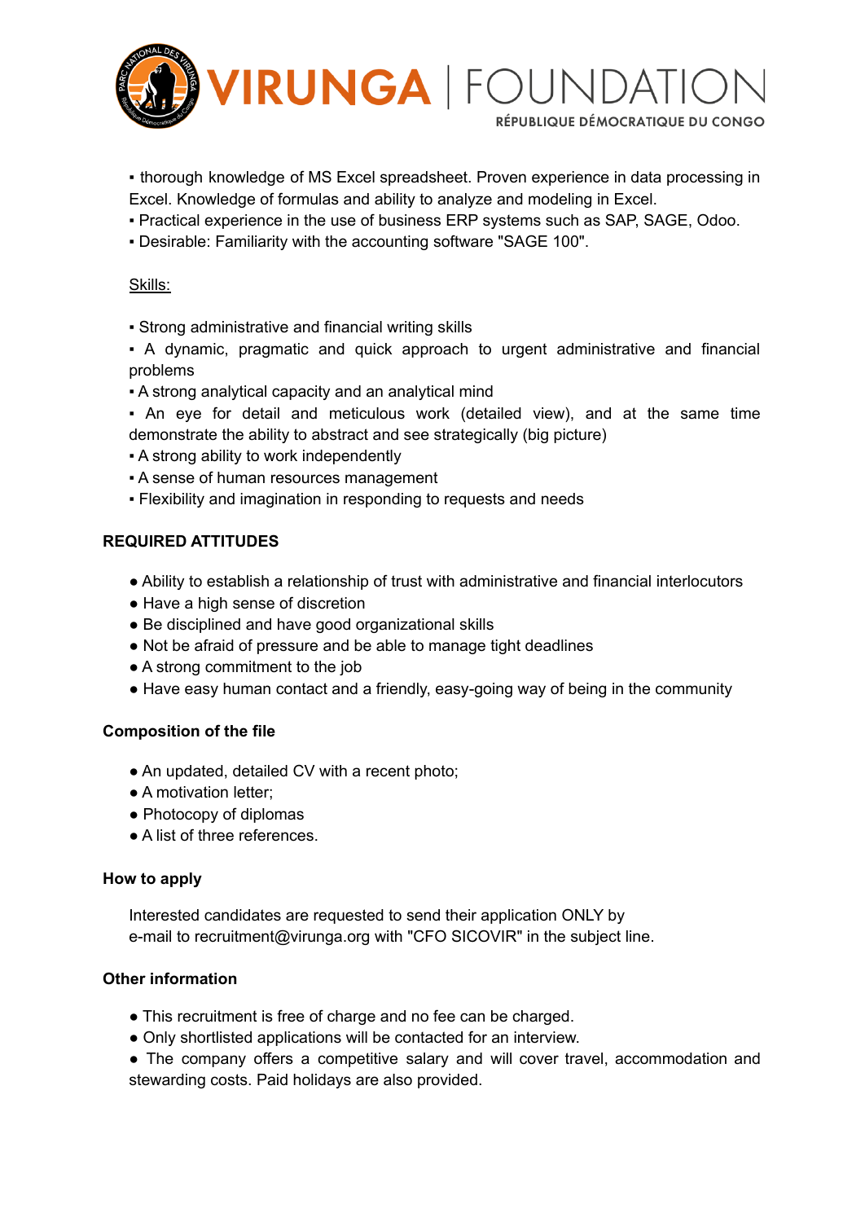- thorough knowledge of MS Excel spreadsheet. Proven experience in data processing in Excel. Knowledge of formulas and ability to analyze and modeling in Excel.
- Practical experience in the use of business ERP systems such as SAP, SAGE, Odoo.
- Desirable: Familiarity with the accounting software "SAGE 100".

Skills:

- Strong administrative and financial writing skills
- A dynamic, pragmatic and quick approach to urgent administrative and financial problems
- A strong analytical capacity and an analytical mind
- An eye for detail and meticulous work (detailed view), and at the same time demonstrate the ability to abstract and see strategically (big picture)
- A strong ability to work independently
- A sense of human resources management
- Flexibility and imagination in responding to requests and needs

**REQUIRED ATTITUDES**

- Ability to establish a relationship of trust with administrative and financial interlocutors
- Have a high sense of discretion
- Be disciplined and have good organizational skills
- Not be afraid of pressure and be able to manage tight deadlines
- A strong commitment to the job
- Have easy human contact and a friendly, easy-going way of being in the community

**Composition of the file**

- An updated, detailed CV with a recent photo;
- A motivation letter;
- Photocopy of diplomas
- A list of three references.

**How to apply**

Interested candidates are requested to send their application ONLY by e-mail to recruitment@virunga.org with "CFO SICOVIR" in the subject line.

**Other information**

- This recruitment is free of charge and no fee can be charged.
- Only shortlisted applications will be contacted for an interview.
- The company offers a competitive salary and will cover travel, accommodation and stewarding costs. Paid holidays are also provided.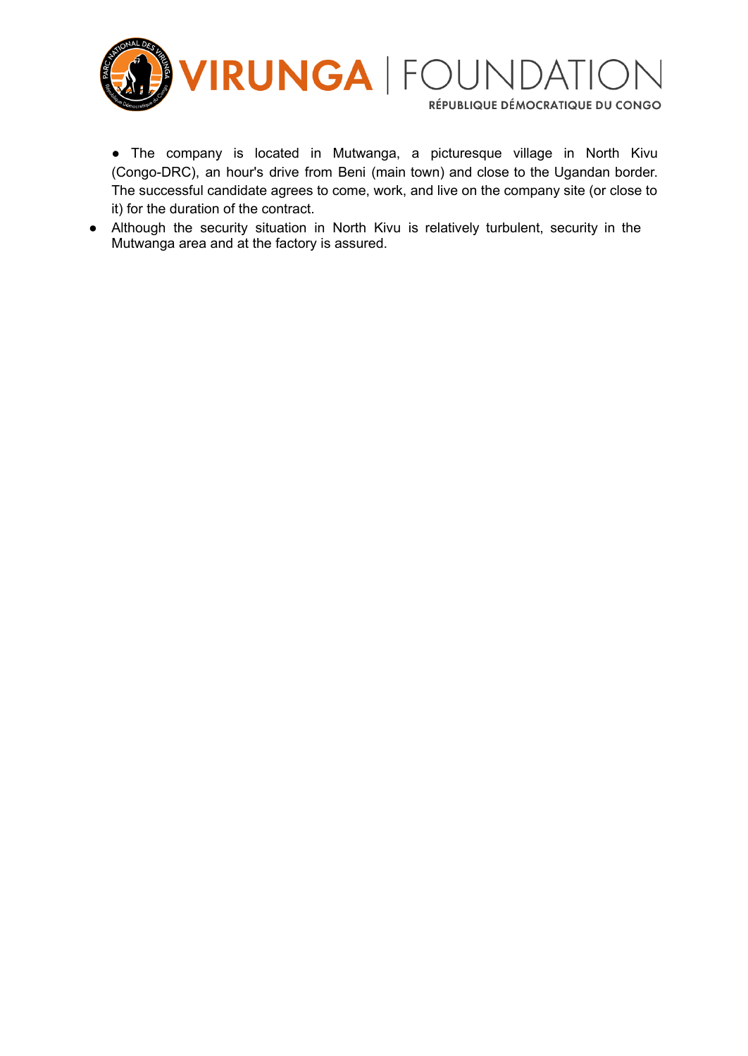- The company is located in Mutwanga, a picturesque village in North Kivu (Congo-DRC), an hour's drive from Beni (main town) and close to the Ugandan border. The successful candidate agrees to come, work, and live on the company site (or close to it) for the duration of the contract.
- Although the security situation in North Kivu is relatively turbulent, security in the Mutwanga area and at the factory is assured.